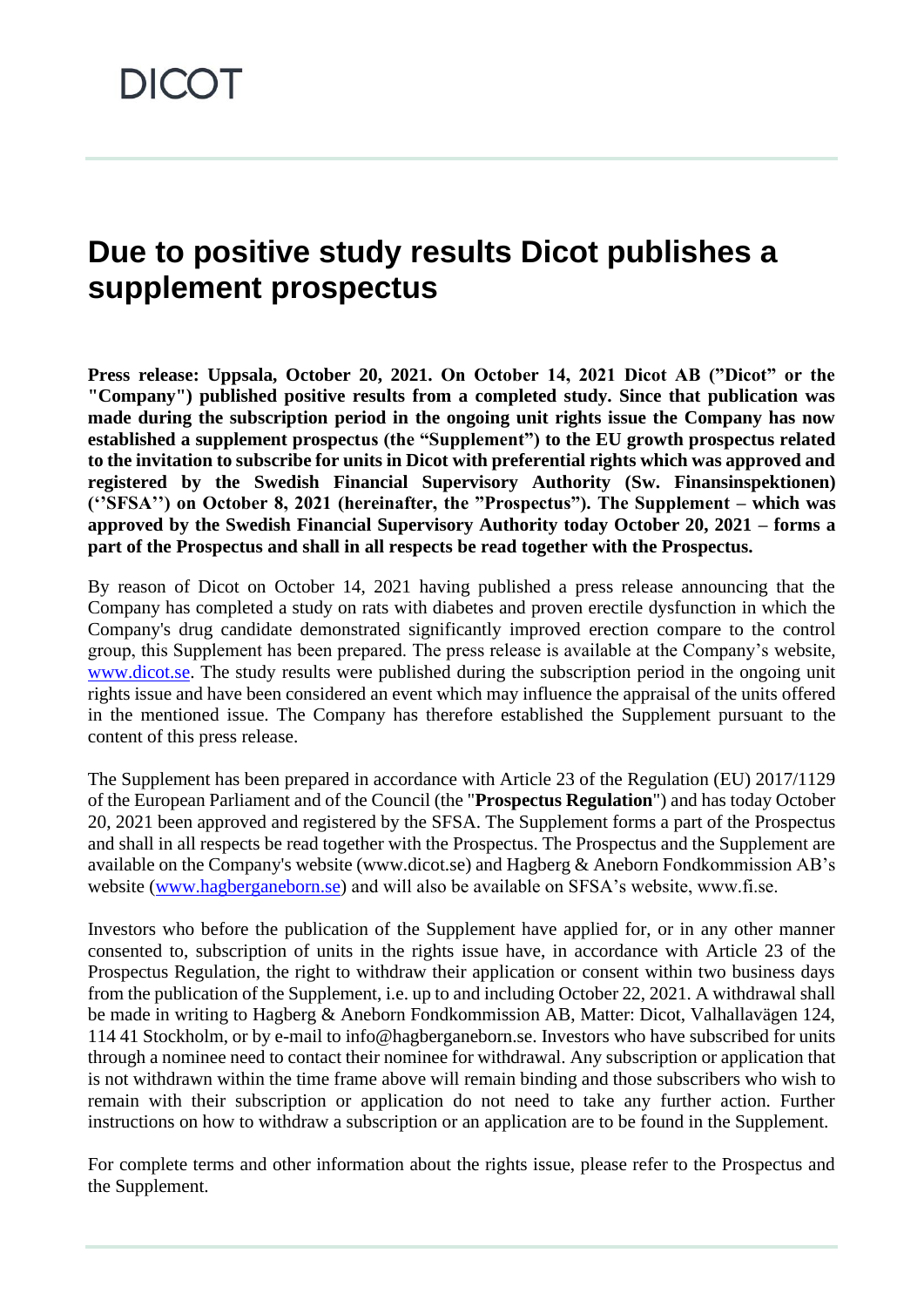DICOT

# Due to positive study results Dicot publishes a supplement prospectus

**Press release: Uppsala, October 20, 2021. On October 14, 2021 Dicot AB (”Dicot” or the "Company") published positive results from a completed study. Since that publication was made during the subscription period in the ongoing unit rights issue the Company has now established a supplement prospectus (the “Supplement”) to the EU growth prospectus related to the invitation to subscribe for units in Dicot with preferential rights which was approved and registered by the Swedish Financial Supervisory Authority (Sw. Finansinspektionen) (‘’SFSA’’) on October 8, 2021 (hereinafter, the ”Prospectus”). The Supplement – which was approved by the Swedish Financial Supervisory Authority today October 20, 2021 – forms a part of the Prospectus and shall in all respects be read together with the Prospectus.**

By reason of Dicot on October 14, 2021 having published a press release announcing that the Company has completed a study on rats with diabetes and proven erectile dysfunction in which the Company's drug candidate demonstrated significantly improved erection compare to the control group, this Supplement has been prepared. The press release is available at the Company’s website, www.dicot.se. The study results were published during the subscription period in the ongoing unit rights issue and have been considered an event which may influence the appraisal of the units offered in the mentioned issue. The Company has therefore established the Supplement pursuant to the content of this press release.

The Supplement has been prepared in accordance with Article 23 of the Regulation (EU) 2017/1129 of the European Parliament and of the Council (the "**Prospectus Regulation**") and has today October 20, 2021 been approved and registered by the SFSA. The Supplement forms a part of the Prospectus and shall in all respects be read together with the Prospectus. The Prospectus and the Supplement are available on the Company's website (www.dicot.se) and Hagberg & Aneborn Fondkommission AB’s website (www.hagberganeborn.se) and will also be available on SFSA’s website, www.fi.se.

Investors who before the publication of the Supplement have applied for, or in any other manner consented to, subscription of units in the rights issue have, in accordance with Article 23 of the Prospectus Regulation, the right to withdraw their application or consent within two business days from the publication of the Supplement, i.e. up to and including October 22, 2021. A withdrawal shall be made in writing to Hagberg & Aneborn Fondkommission AB, Matter: Dicot, Valhallavägen 124, 114 41 Stockholm, or by e-mail to info@hagberganeborn.se. Investors who have subscribed for units through a nominee need to contact their nominee for withdrawal. Any subscription or application that is not withdrawn within the time frame above will remain binding and those subscribers who wish to remain with their subscription or application do not need to take any further action. Further instructions on how to withdraw a subscription or an application are to be found in the Supplement.

For complete terms and other information about the rights issue, please refer to the Prospectus and the Supplement.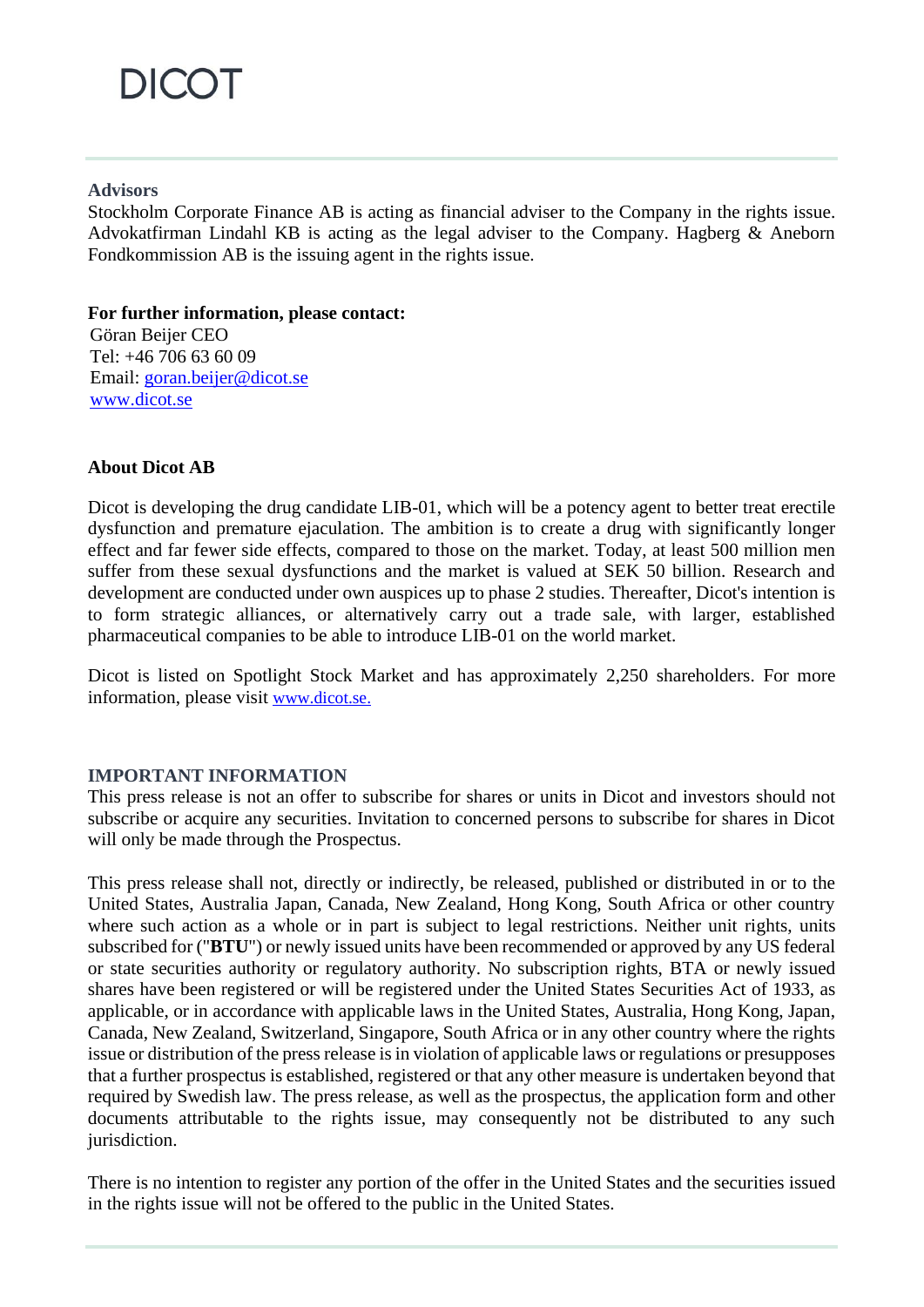**Advisors**
Stockholm Corporate Finance AB is acting as financial adviser to the Company in the rights issue. Advokatfirman Lindahl KB is acting as the legal adviser to the Company. Hagberg & Aneborn Fondkommission AB is the issuing agent in the rights issue.

**For further information, please contact:**
Göran Beijer CEO
Tel: +46 706 63 60 09
Email: goran.beijer@dicot.se
www.dicot.se

**About Dicot AB**

Dicot is developing the drug candidate LIB-01, which will be a potency agent to better treat erectile dysfunction and premature ejaculation. The ambition is to create a drug with significantly longer effect and far fewer side effects, compared to those on the market. Today, at least 500 million men suffer from these sexual dysfunctions and the market is valued at SEK 50 billion. Research and development are conducted under own auspices up to phase 2 studies. Thereafter, Dicot's intention is to form strategic alliances, or alternatively carry out a trade sale, with larger, established pharmaceutical companies to be able to introduce LIB-01 on the world market.

Dicot is listed on Spotlight Stock Market and has approximately 2,250 shareholders. For more information, please visit www.dicot.se.

**IMPORTANT INFORMATION**
This press release is not an offer to subscribe for shares or units in Dicot and investors should not subscribe or acquire any securities. Invitation to concerned persons to subscribe for shares in Dicot will only be made through the Prospectus.

This press release shall not, directly or indirectly, be released, published or distributed in or to the United States, Australia Japan, Canada, New Zealand, Hong Kong, South Africa or other country where such action as a whole or in part is subject to legal restrictions. Neither unit rights, units subscribed for ("**BTU**") or newly issued units have been recommended or approved by any US federal or state securities authority or regulatory authority. No subscription rights, BTA or newly issued shares have been registered or will be registered under the United States Securities Act of 1933, as applicable, or in accordance with applicable laws in the United States, Australia, Hong Kong, Japan, Canada, New Zealand, Switzerland, Singapore, South Africa or in any other country where the rights issue or distribution of the press release is in violation of applicable laws or regulations or presupposes that a further prospectus is established, registered or that any other measure is undertaken beyond that required by Swedish law. The press release, as well as the prospectus, the application form and other documents attributable to the rights issue, may consequently not be distributed to any such jurisdiction.

There is no intention to register any portion of the offer in the United States and the securities issued in the rights issue will not be offered to the public in the United States.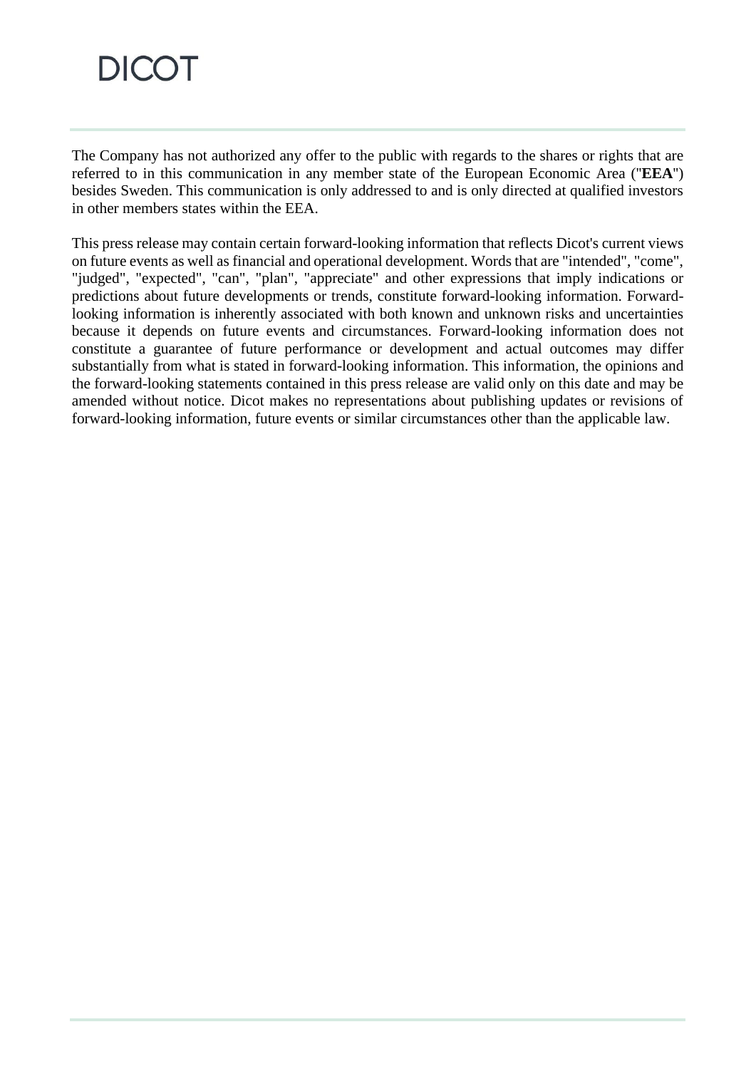The Company has not authorized any offer to the public with regards to the shares or rights that are referred to in this communication in any member state of the European Economic Area ("**EEA**") besides Sweden. This communication is only addressed to and is only directed at qualified investors in other members states within the EEA.

This press release may contain certain forward-looking information that reflects Dicot's current views on future events as well as financial and operational development. Words that are "intended", "come", "judged", "expected", "can", "plan", "appreciate" and other expressions that imply indications or predictions about future developments or trends, constitute forward-looking information. Forward-looking information is inherently associated with both known and unknown risks and uncertainties because it depends on future events and circumstances. Forward-looking information does not constitute a guarantee of future performance or development and actual outcomes may differ substantially from what is stated in forward-looking information. This information, the opinions and the forward-looking statements contained in this press release are valid only on this date and may be amended without notice. Dicot makes no representations about publishing updates or revisions of forward-looking information, future events or similar circumstances other than the applicable law.